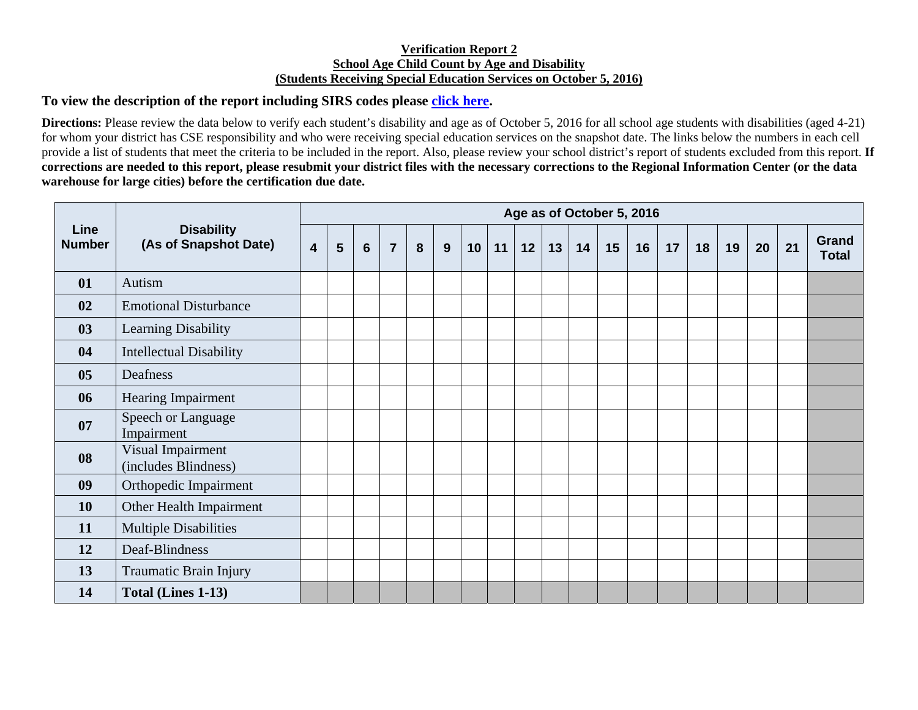**Verification Report 2**
**School Age Child Count by Age and Disability**
**(Students Receiving Special Education Services on October 5, 2016)**

### To view the description of the report including SIRS codes please click here.

**Directions:** Please review the data below to verify each student's disability and age as of October 5, 2016 for all school age students with disabilities (aged 4-21) for whom your district has CSE responsibility and who were receiving special education services on the snapshot date. The links below the numbers in each cell provide a list of students that meet the criteria to be included in the report. Also, please review your school district's report of students excluded from this report. **If corrections are needed to this report, please resubmit your district files with the necessary corrections to the Regional Information Center (or the data warehouse for large cities) before the certification due date.**

| Line Number | Disability (As of Snapshot Date) | Age as of October 5, 2016 | | | | | | | | | | | | | | | | | | |
|---|---|---|---|---|---|---|---|---|---|---|---|---|---|---|---|---|---|---|---|---|
| | | 4 | 5 | 6 | 7 | 8 | 9 | 10 | 11 | 12 | 13 | 14 | 15 | 16 | 17 | 18 | 19 | 20 | 21 | Grand Total |
| 01 | Autism | | | | | | | | | | | | | | | | | | | |
| 02 | Emotional Disturbance | | | | | | | | | | | | | | | | | | | |
| 03 | Learning Disability | | | | | | | | | | | | | | | | | | | |
| 04 | Intellectual Disability | | | | | | | | | | | | | | | | | | | |
| 05 | Deafness | | | | | | | | | | | | | | | | | | | |
| 06 | Hearing Impairment | | | | | | | | | | | | | | | | | | | |
| 07 | Speech or Language Impairment | | | | | | | | | | | | | | | | | | | |
| 08 | Visual Impairment (includes Blindness) | | | | | | | | | | | | | | | | | | | |
| 09 | Orthopedic Impairment | | | | | | | | | | | | | | | | | | | |
| 10 | Other Health Impairment | | | | | | | | | | | | | | | | | | | |
| 11 | Multiple Disabilities | | | | | | | | | | | | | | | | | | | |
| 12 | Deaf-Blindness | | | | | | | | | | | | | | | | | | | |
| 13 | Traumatic Brain Injury | | | | | | | | | | | | | | | | | | | |
| 14 | **Total (Lines 1-13)** | | | | | | | | | | | | | | | | | | | |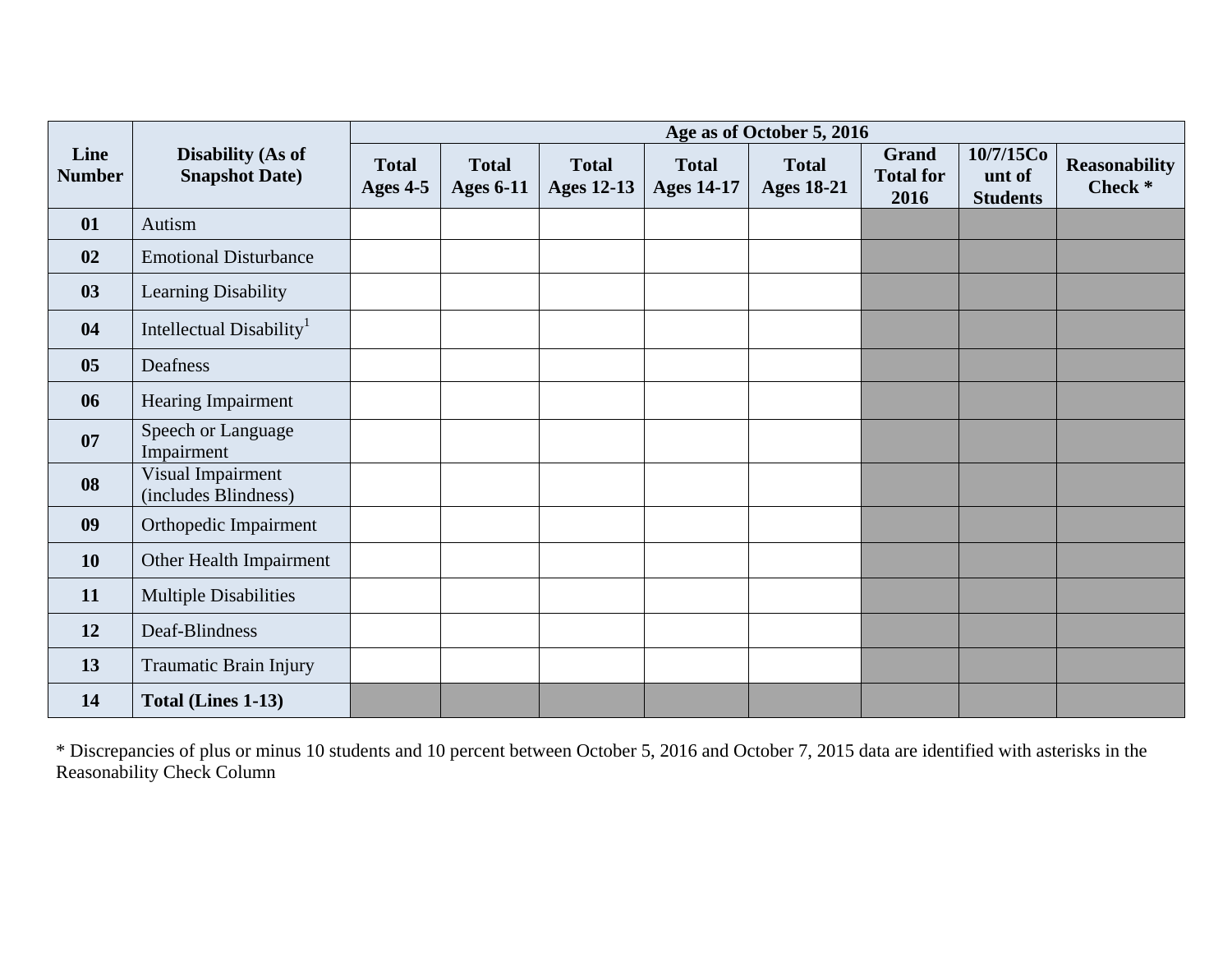| Line Number | Disability (As of Snapshot Date) | Age as of October 5, 2016 | | | | | | | |
|---|---|---|---|---|---|---|---|---|---|
| | | Total Ages 4-5 | Total Ages 6-11 | Total Ages 12-13 | Total Ages 14-17 | Total Ages 18-21 | Grand Total for 2016 | 10/7/15Count of Students | Reasonability Check * |
| 01 | Autism | | | | | | | | |
| 02 | Emotional Disturbance | | | | | | | | |
| 03 | Learning Disability | | | | | | | | |
| 04 | Intellectual Disability[1] | | | | | | | | |
| 05 | Deafness | | | | | | | | |
| 06 | Hearing Impairment | | | | | | | | |
| 07 | Speech or Language Impairment | | | | | | | | |
| 08 | Visual Impairment (includes Blindness) | | | | | | | | |
| 09 | Orthopedic Impairment | | | | | | | | |
| 10 | Other Health Impairment | | | | | | | | |
| 11 | Multiple Disabilities | | | | | | | | |
| 12 | Deaf-Blindness | | | | | | | | |
| 13 | Traumatic Brain Injury | | | | | | | | |
| 14 | **Total (Lines 1-13)** | | | | | | | | |

* Discrepancies of plus or minus 10 students and 10 percent between October 5, 2016 and October 7, 2015 data are identified with asterisks in the Reasonability Check Column